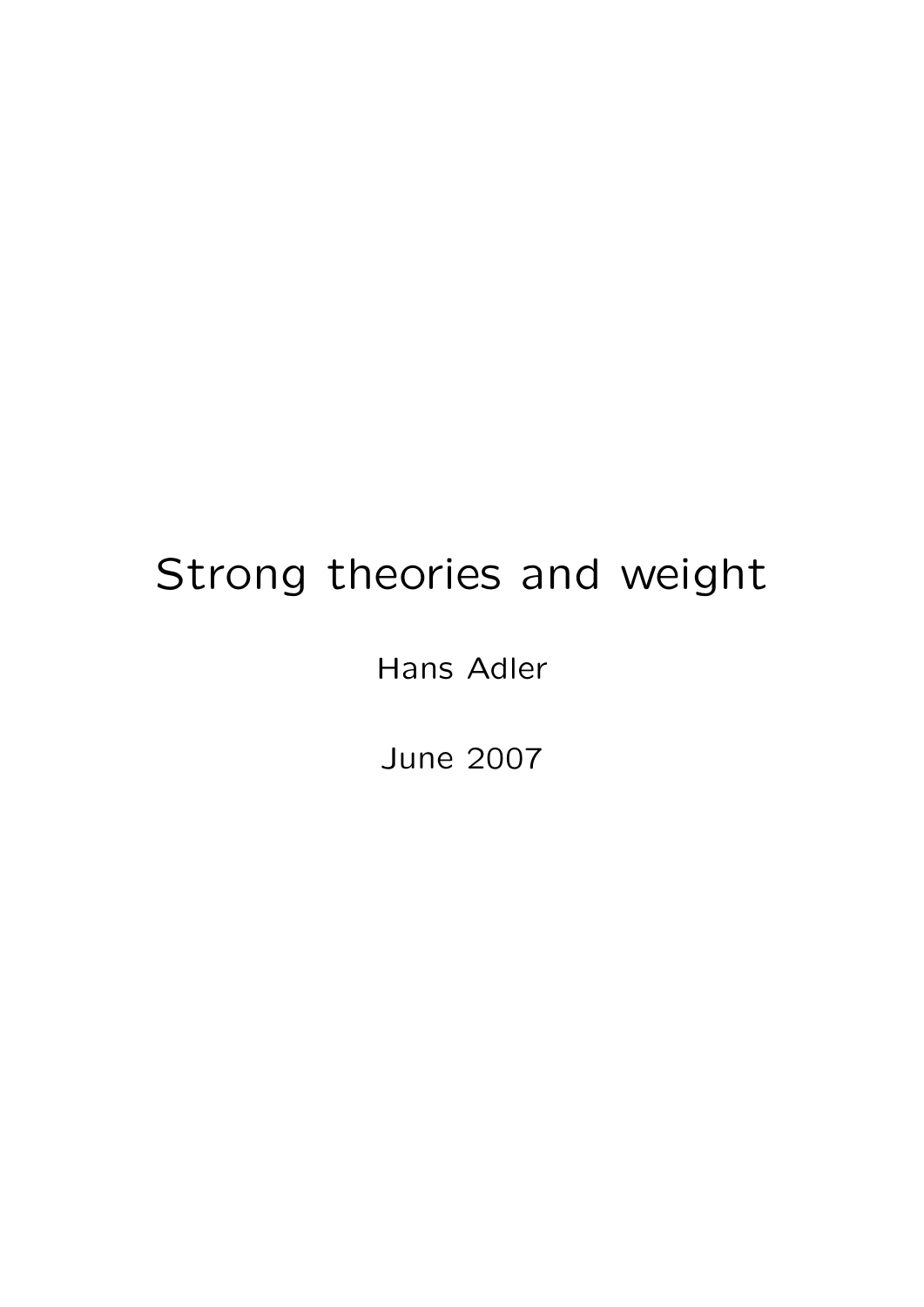# Strong theories and weight

Hans Adler

June 2007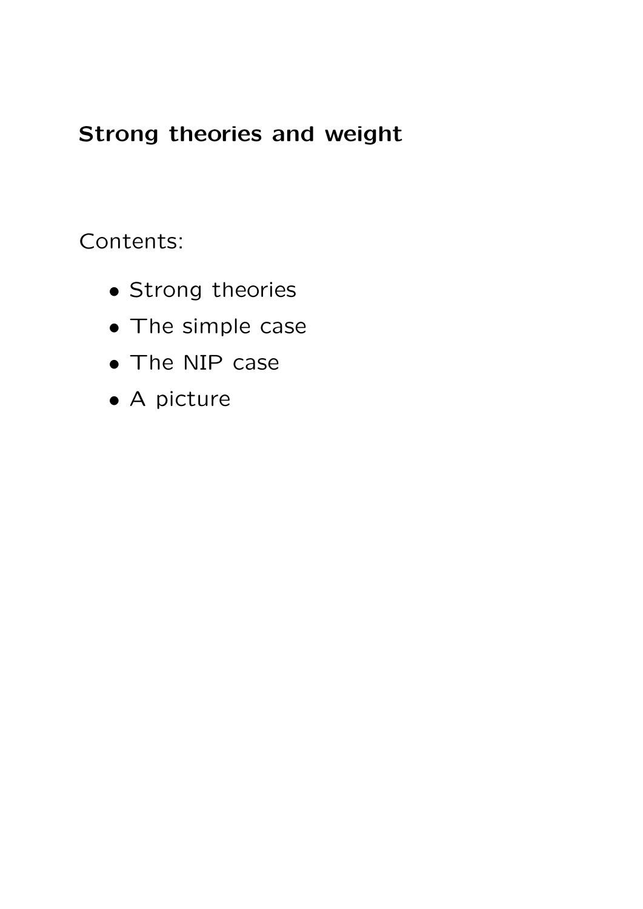**Strong theories and weight**

Contents:

- Strong theories
- The simple case
- The NIP case
- A picture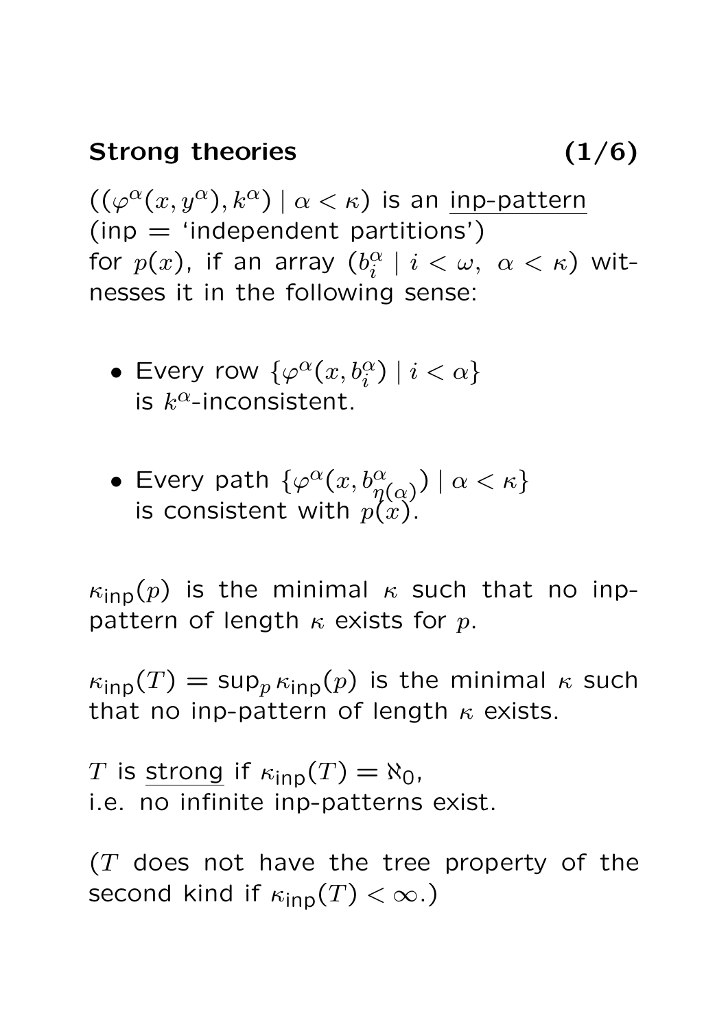## Strong theories (1/6)

$((\varphi^\alpha(x, y^\alpha), k^\alpha) \mid \alpha < \kappa)$ is an <u>inp-pattern</u> (inp = 'independent partitions') for $p(x)$, if an array $(b_i^\alpha \mid i < \omega,\ \alpha < \kappa)$ witnesses it in the following sense:

- Every row $\{\varphi^\alpha(x, b_i^\alpha) \mid i < \alpha\}$ is $k^\alpha$-inconsistent.
- Every path $\{\varphi^\alpha(x, b_{\eta(\alpha)}^\alpha) \mid \alpha < \kappa\}$ is consistent with $p(x)$.

$\kappa_{\mathsf{inp}}(p)$ is the minimal $\kappa$ such that no inp-pattern of length $\kappa$ exists for $p$.

$\kappa_{\mathsf{inp}}(T) = \sup_p \kappa_{\mathsf{inp}}(p)$ is the minimal $\kappa$ such that no inp-pattern of length $\kappa$ exists.

$T$ is <u>strong</u> if $\kappa_{\mathsf{inp}}(T) = \aleph_0$, i.e. no infinite inp-patterns exist.

($T$ does not have the tree property of the second kind if $\kappa_{\mathsf{inp}}(T) < \infty$.)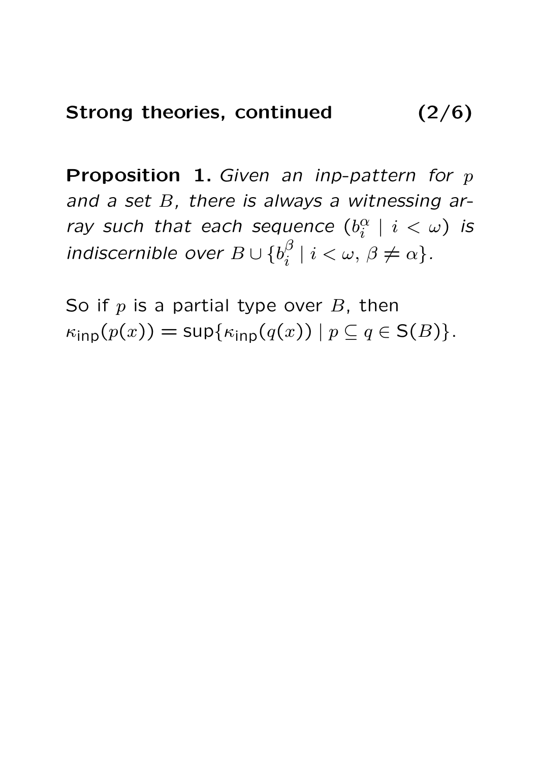## Strong theories, continued (2/6)

**Proposition 1.** *Given an inp-pattern for $p$ and a set $B$, there is always a witnessing array such that each sequence $(b_i^\alpha \mid i < \omega)$ is indiscernible over $B \cup \{b_i^\beta \mid i < \omega, \beta \neq \alpha\}$.*

So if $p$ is a partial type over $B$, then $\kappa_{\mathsf{inp}}(p(x)) = \sup\{\kappa_{\mathsf{inp}}(q(x)) \mid p \subseteq q \in \mathsf{S}(B)\}$.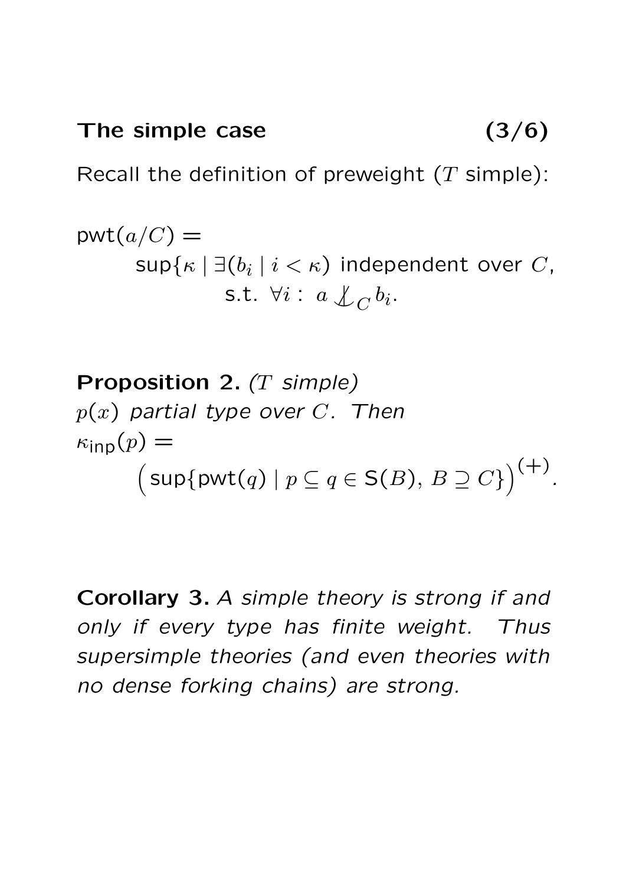**The simple case (3/6)**

Recall the definition of preweight ($T$ simple):

$$\mathsf{pwt}(a/C) = \sup\{\kappa \mid \exists (b_i \mid i < \kappa) \text{ independent over } C, \text{ s.t. } \forall i : a \not\downarrow_C b_i.$$

**Proposition 2.** *($T$ simple) $p(x)$ partial type over $C$. Then*

$$\kappa_{\mathsf{inp}}(p) = \Big(\sup\{\mathsf{pwt}(q) \mid p \subseteq q \in \mathsf{S}(B),\, B \supseteq C\}\Big)^{(+)}.$$

**Corollary 3.** *A simple theory is strong if and only if every type has finite weight. Thus supersimple theories (and even theories with no dense forking chains) are strong.*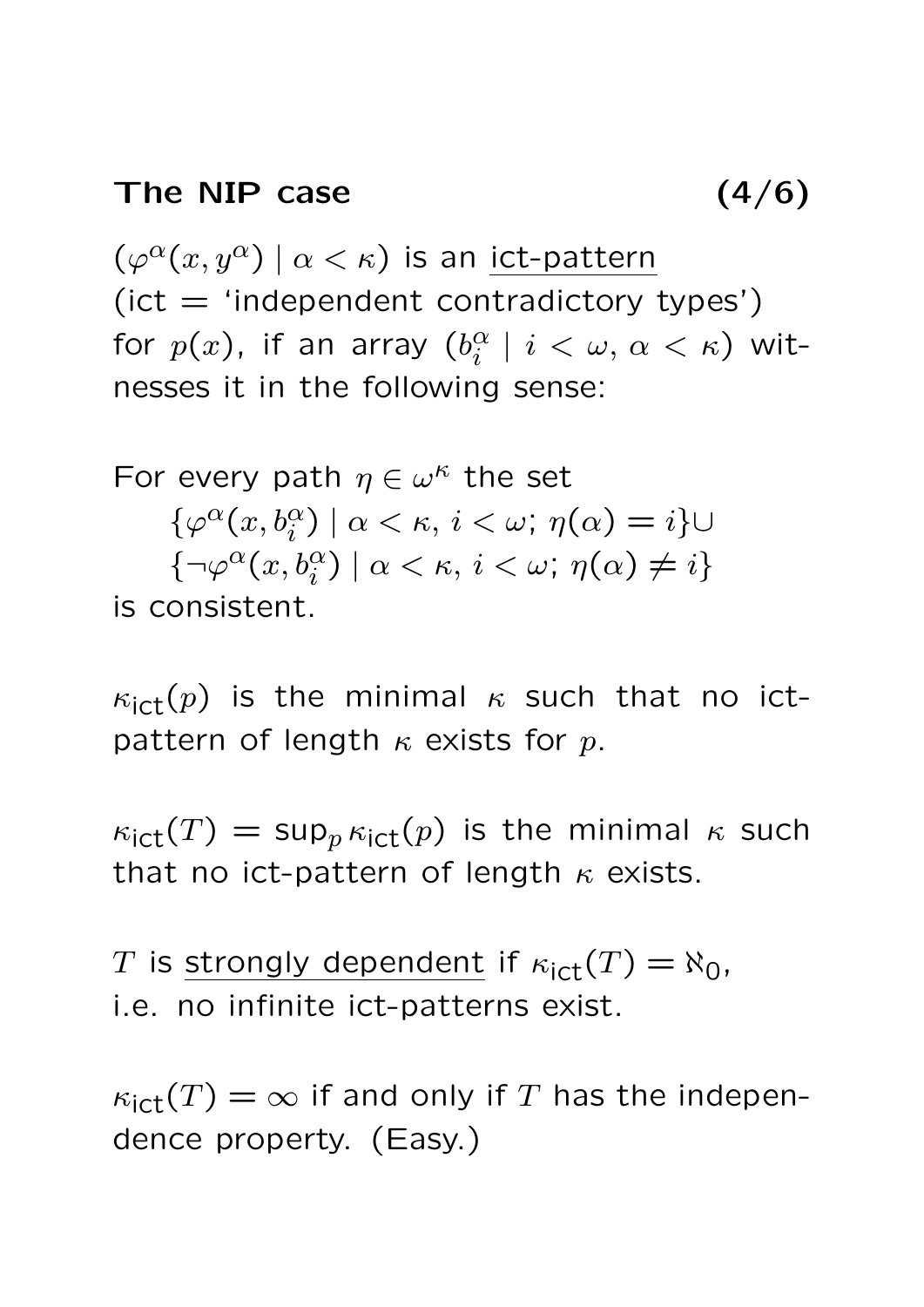## The NIP case (4/6)

$(\varphi^\alpha(x, y^\alpha) \mid \alpha < \kappa)$ is an <u>ict-pattern</u> (ict = 'independent contradictory types') for $p(x)$, if an array $(b_i^\alpha \mid i < \omega, \alpha < \kappa)$ witnesses it in the following sense:

For every path $\eta \in \omega^\kappa$ the set

$$\{\varphi^\alpha(x, b_i^\alpha) \mid \alpha < \kappa, i < \omega; \eta(\alpha) = i\} \cup$$
$$\{\neg\varphi^\alpha(x, b_i^\alpha) \mid \alpha < \kappa, i < \omega; \eta(\alpha) \neq i\}$$

is consistent.

$\kappa_{\text{ict}}(p)$ is the minimal $\kappa$ such that no ict-pattern of length $\kappa$ exists for $p$.

$\kappa_{\text{ict}}(T) = \sup_p \kappa_{\text{ict}}(p)$ is the minimal $\kappa$ such that no ict-pattern of length $\kappa$ exists.

$T$ is <u>strongly dependent</u> if $\kappa_{\text{ict}}(T) = \aleph_0$, i.e. no infinite ict-patterns exist.

$\kappa_{\text{ict}}(T) = \infty$ if and only if $T$ has the independence property. (Easy.)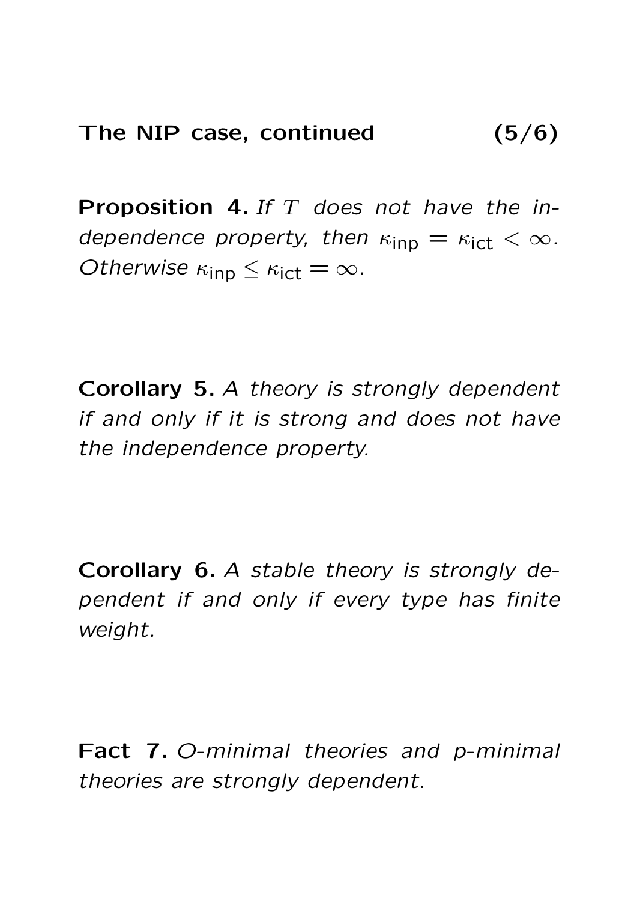## The NIP case, continued (5/6)

**Proposition 4.** *If $T$ does not have the independence property, then $\kappa_{\mathsf{inp}} = \kappa_{\mathsf{ict}} < \infty$. Otherwise $\kappa_{\mathsf{inp}} \leq \kappa_{\mathsf{ict}} = \infty$.*

**Corollary 5.** *A theory is strongly dependent if and only if it is strong and does not have the independence property.*

**Corollary 6.** *A stable theory is strongly dependent if and only if every type has finite weight.*

**Fact 7.** *O-minimal theories and p-minimal theories are strongly dependent.*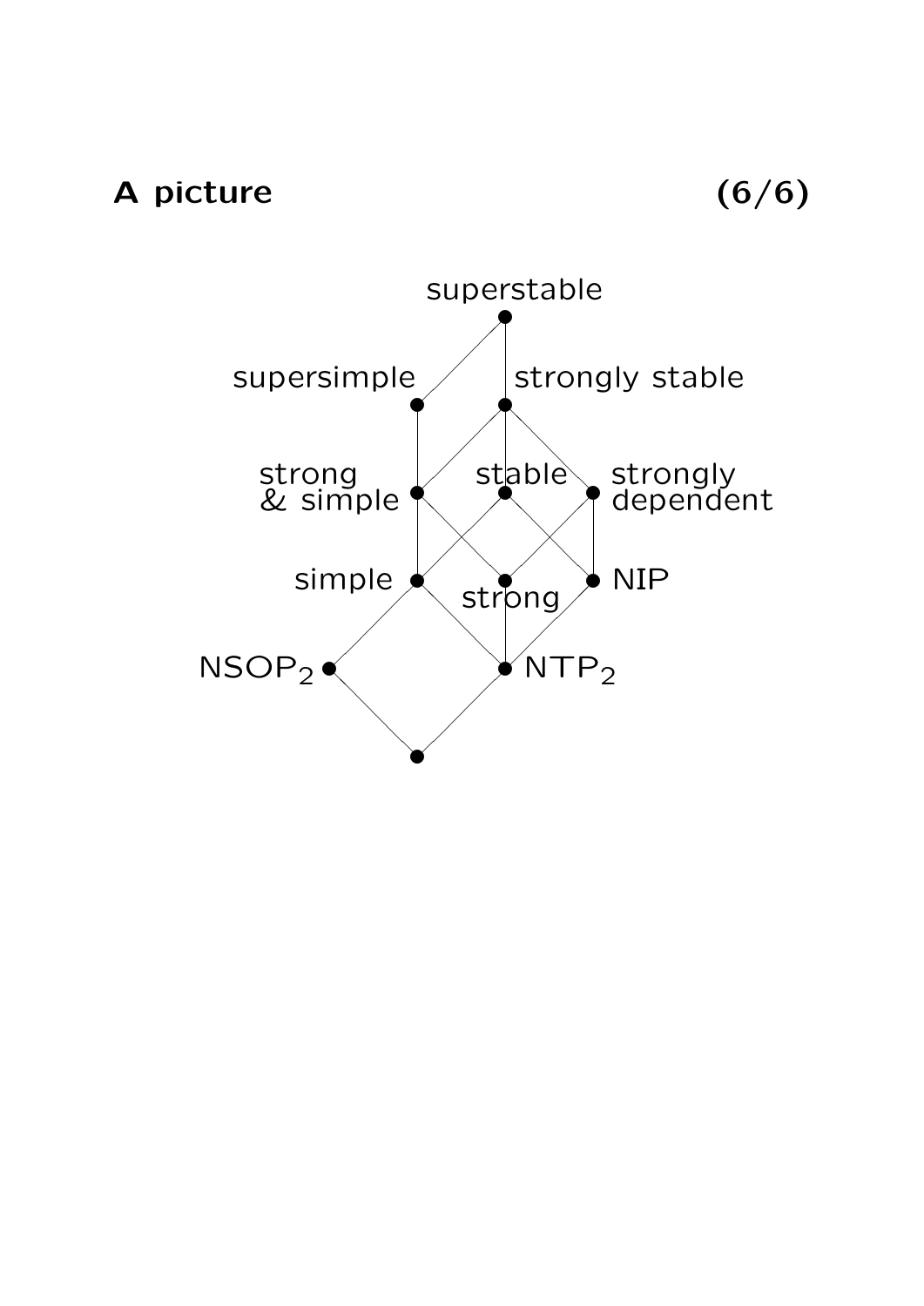# A picture

superstable

supersimple

strongly stable

strong & simple

stable

strongly dependent

simple

strong

NIP

$NSOP_2$

$NTP_2$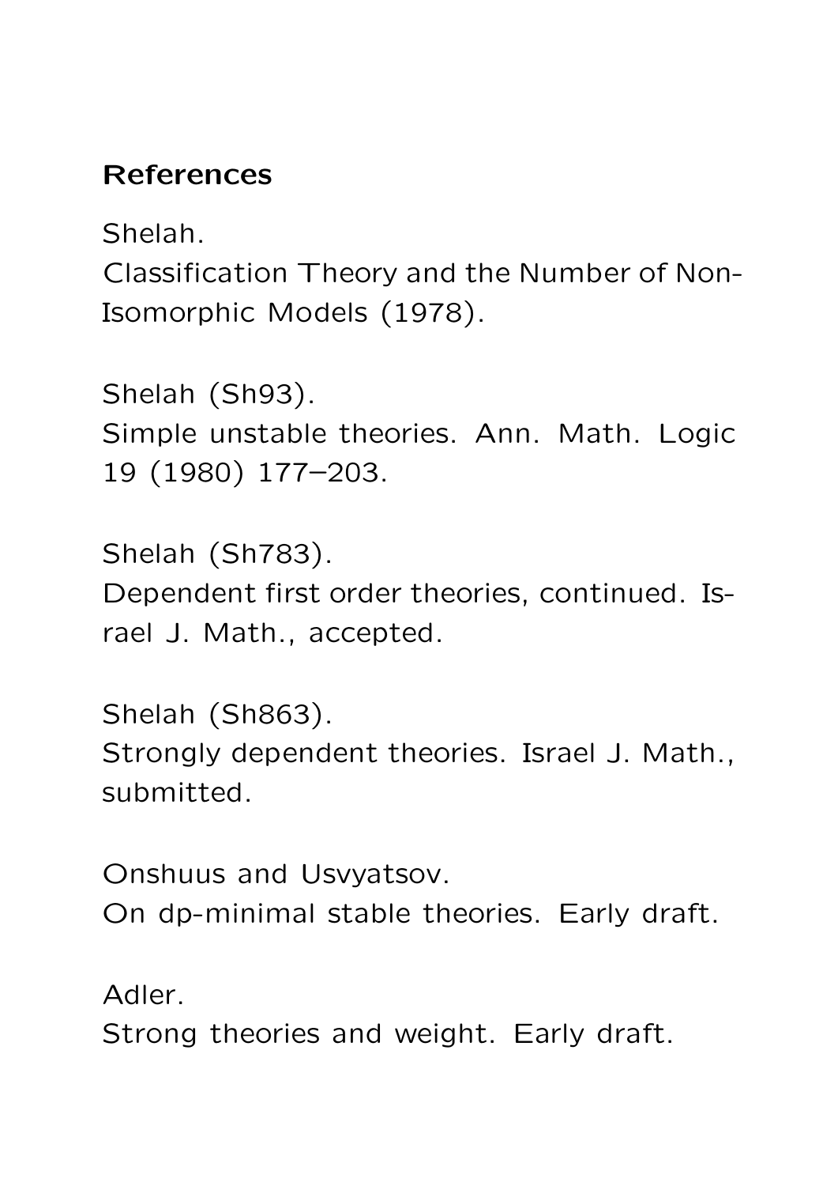## References

Shelah.
Classification Theory and the Number of Non-Isomorphic Models (1978).

Shelah (Sh93).
Simple unstable theories. Ann. Math. Logic 19 (1980) 177–203.

Shelah (Sh783).
Dependent first order theories, continued. Israel J. Math., accepted.

Shelah (Sh863).
Strongly dependent theories. Israel J. Math., submitted.

Onshuus and Usvyatsov.
On dp-minimal stable theories. Early draft.

Adler.
Strong theories and weight. Early draft.